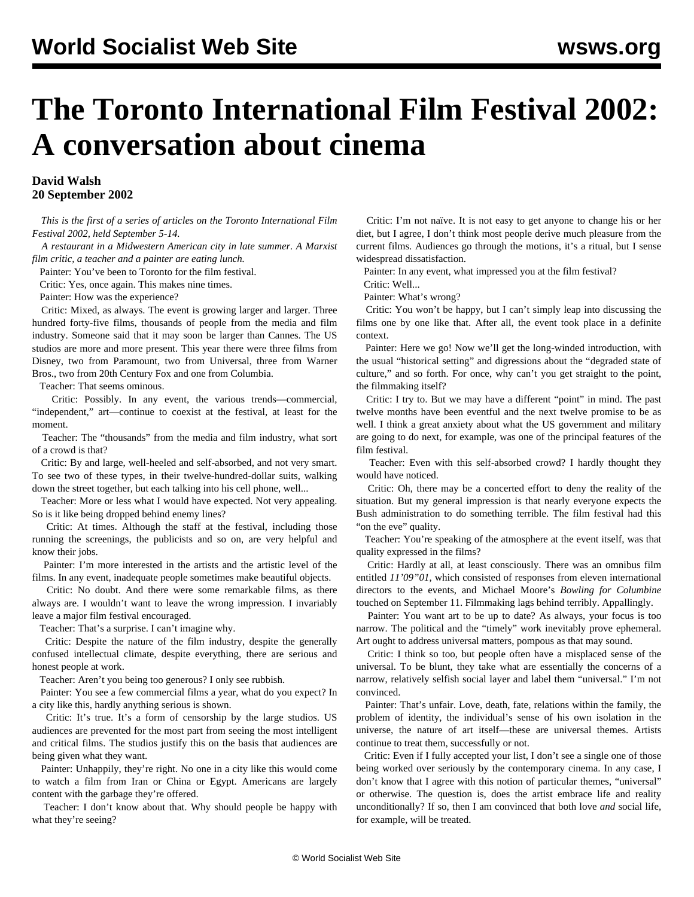# The Toronto International Film Festival 2002: A conversation about cinema

**David Walsh**
**20 September 2002**

*This is the first of a series of articles on the Toronto International Film Festival 2002, held September 5-14.*

*A restaurant in a Midwestern American city in late summer. A Marxist film critic, a teacher and a painter are eating lunch.*

Painter: You've been to Toronto for the film festival.

Critic: Yes, once again. This makes nine times.

Painter: How was the experience?

Critic: Mixed, as always. The event is growing larger and larger. Three hundred forty-five films, thousands of people from the media and film industry. Someone said that it may soon be larger than Cannes. The US studios are more and more present. This year there were three films from Disney, two from Paramount, two from Universal, three from Warner Bros., two from 20th Century Fox and one from Columbia.

Teacher: That seems ominous.

Critic: Possibly. In any event, the various trends—commercial, "independent," art—continue to coexist at the festival, at least for the moment.

Teacher: The "thousands" from the media and film industry, what sort of a crowd is that?

Critic: By and large, well-heeled and self-absorbed, and not very smart. To see two of these types, in their twelve-hundred-dollar suits, walking down the street together, but each talking into his cell phone, well...

Teacher: More or less what I would have expected. Not very appealing. So is it like being dropped behind enemy lines?

Critic: At times. Although the staff at the festival, including those running the screenings, the publicists and so on, are very helpful and know their jobs.

Painter: I'm more interested in the artists and the artistic level of the films. In any event, inadequate people sometimes make beautiful objects.

Critic: No doubt. And there were some remarkable films, as there always are. I wouldn't want to leave the wrong impression. I invariably leave a major film festival encouraged.

Teacher: That's a surprise. I can't imagine why.

Critic: Despite the nature of the film industry, despite the generally confused intellectual climate, despite everything, there are serious and honest people at work.

Teacher: Aren't you being too generous? I only see rubbish.

Painter: You see a few commercial films a year, what do you expect? In a city like this, hardly anything serious is shown.

Critic: It's true. It's a form of censorship by the large studios. US audiences are prevented for the most part from seeing the most intelligent and critical films. The studios justify this on the basis that audiences are being given what they want.

Painter: Unhappily, they're right. No one in a city like this would come to watch a film from Iran or China or Egypt. Americans are largely content with the garbage they're offered.

Teacher: I don't know about that. Why should people be happy with what they're seeing?

Critic: I'm not naïve. It is not easy to get anyone to change his or her diet, but I agree, I don't think most people derive much pleasure from the current films. Audiences go through the motions, it's a ritual, but I sense widespread dissatisfaction.

Painter: In any event, what impressed you at the film festival?

Critic: Well...

Painter: What's wrong?

Critic: You won't be happy, but I can't simply leap into discussing the films one by one like that. After all, the event took place in a definite context.

Painter: Here we go! Now we'll get the long-winded introduction, with the usual "historical setting" and digressions about the "degraded state of culture," and so forth. For once, why can't you get straight to the point, the filmmaking itself?

Critic: I try to. But we may have a different "point" in mind. The past twelve months have been eventful and the next twelve promise to be as well. I think a great anxiety about what the US government and military are going to do next, for example, was one of the principal features of the film festival.

Teacher: Even with this self-absorbed crowd? I hardly thought they would have noticed.

Critic: Oh, there may be a concerted effort to deny the reality of the situation. But my general impression is that nearly everyone expects the Bush administration to do something terrible. The film festival had this "on the eve" quality.

Teacher: You're speaking of the atmosphere at the event itself, was that quality expressed in the films?

Critic: Hardly at all, at least consciously. There was an omnibus film entitled *11'09"01*, which consisted of responses from eleven international directors to the events, and Michael Moore's *Bowling for Columbine* touched on September 11. Filmmaking lags behind terribly. Appallingly.

Painter: You want art to be up to date? As always, your focus is too narrow. The political and the "timely" work inevitably prove ephemeral. Art ought to address universal matters, pompous as that may sound.

Critic: I think so too, but people often have a misplaced sense of the universal. To be blunt, they take what are essentially the concerns of a narrow, relatively selfish social layer and label them "universal." I'm not convinced.

Painter: That's unfair. Love, death, fate, relations within the family, the problem of identity, the individual's sense of his own isolation in the universe, the nature of art itself—these are universal themes. Artists continue to treat them, successfully or not.

Critic: Even if I fully accepted your list, I don't see a single one of those being worked over seriously by the contemporary cinema. In any case, I don't know that I agree with this notion of particular themes, "universal" or otherwise. The question is, does the artist embrace life and reality unconditionally? If so, then I am convinced that both love *and* social life, for example, will be treated.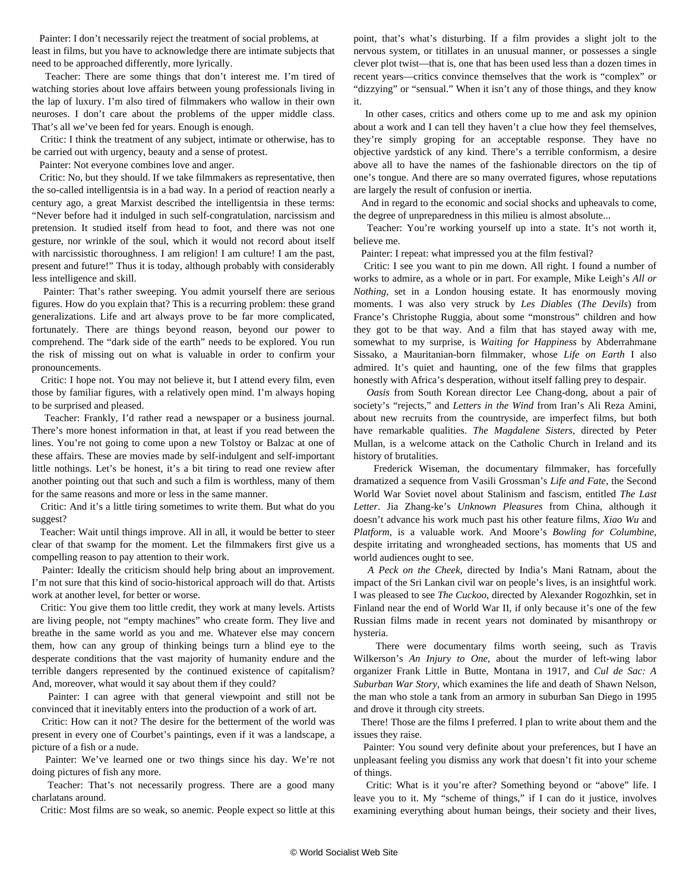Painter: I don't necessarily reject the treatment of social problems, at least in films, but you have to acknowledge there are intimate subjects that need to be approached differently, more lyrically.

Teacher: There are some things that don't interest me. I'm tired of watching stories about love affairs between young professionals living in the lap of luxury. I'm also tired of filmmakers who wallow in their own neuroses. I don't care about the problems of the upper middle class. That's all we've been fed for years. Enough is enough.

Critic: I think the treatment of any subject, intimate or otherwise, has to be carried out with urgency, beauty and a sense of protest.

Painter: Not everyone combines love and anger.

Critic: No, but they should. If we take filmmakers as representative, then the so-called intelligentsia is in a bad way. In a period of reaction nearly a century ago, a great Marxist described the intelligentsia in these terms: "Never before had it indulged in such self-congratulation, narcissism and pretension. It studied itself from head to foot, and there was not one gesture, nor wrinkle of the soul, which it would not record about itself with narcissistic thoroughness. I am religion! I am culture! I am the past, present and future!" Thus it is today, although probably with considerably less intelligence and skill.

Painter: That's rather sweeping. You admit yourself there are serious figures. How do you explain that? This is a recurring problem: these grand generalizations. Life and art always prove to be far more complicated, fortunately. There are things beyond reason, beyond our power to comprehend. The "dark side of the earth" needs to be explored. You run the risk of missing out on what is valuable in order to confirm your pronouncements.

Critic: I hope not. You may not believe it, but I attend every film, even those by familiar figures, with a relatively open mind. I'm always hoping to be surprised and pleased.

Teacher: Frankly, I'd rather read a newspaper or a business journal. There's more honest information in that, at least if you read between the lines. You're not going to come upon a new Tolstoy or Balzac at one of these affairs. These are movies made by self-indulgent and self-important little nothings. Let's be honest, it's a bit tiring to read one review after another pointing out that such and such a film is worthless, many of them for the same reasons and more or less in the same manner.

Critic: And it's a little tiring sometimes to write them. But what do you suggest?

Teacher: Wait until things improve. All in all, it would be better to steer clear of that swamp for the moment. Let the filmmakers first give us a compelling reason to pay attention to their work.

Painter: Ideally the criticism should help bring about an improvement. I'm not sure that this kind of socio-historical approach will do that. Artists work at another level, for better or worse.

Critic: You give them too little credit, they work at many levels. Artists are living people, not "empty machines" who create form. They live and breathe in the same world as you and me. Whatever else may concern them, how can any group of thinking beings turn a blind eye to the desperate conditions that the vast majority of humanity endure and the terrible dangers represented by the continued existence of capitalism? And, moreover, what would it say about them if they could?

Painter: I can agree with that general viewpoint and still not be convinced that it inevitably enters into the production of a work of art.

Critic: How can it not? The desire for the betterment of the world was present in every one of Courbet's paintings, even if it was a landscape, a picture of a fish or a nude.

Painter: We've learned one or two things since his day. We're not doing pictures of fish any more.

Teacher: That's not necessarily progress. There are a good many charlatans around.

Critic: Most films are so weak, so anemic. People expect so little at this point, that's what's disturbing. If a film provides a slight jolt to the nervous system, or titillates in an unusual manner, or possesses a single clever plot twist—that is, one that has been used less than a dozen times in recent years—critics convince themselves that the work is "complex" or "dizzying" or "sensual." When it isn't any of those things, and they know it.

In other cases, critics and others come up to me and ask my opinion about a work and I can tell they haven't a clue how they feel themselves, they're simply groping for an acceptable response. They have no objective yardstick of any kind. There's a terrible conformism, a desire above all to have the names of the fashionable directors on the tip of one's tongue. And there are so many overrated figures, whose reputations are largely the result of confusion or inertia.

And in regard to the economic and social shocks and upheavals to come, the degree of unpreparedness in this milieu is almost absolute...

Teacher: You're working yourself up into a state. It's not worth it, believe me.

Painter: I repeat: what impressed you at the film festival?

Critic: I see you want to pin me down. All right. I found a number of works to admire, as a whole or in part. For example, Mike Leigh's *All or Nothing*, set in a London housing estate. It has enormously moving moments. I was also very struck by *Les Diables* (*The Devils*) from France's Christophe Ruggia, about some "monstrous" children and how they got to be that way. And a film that has stayed away with me, somewhat to my surprise, is *Waiting for Happiness* by Abderrahmane Sissako, a Mauritanian-born filmmaker, whose *Life on Earth* I also admired. It's quiet and haunting, one of the few films that grapples honestly with Africa's desperation, without itself falling prey to despair.

*Oasis* from South Korean director Lee Chang-dong, about a pair of society's "rejects," and *Letters in the Wind* from Iran's Ali Reza Amini, about new recruits from the countryside, are imperfect films, but both have remarkable qualities. *The Magdalene Sisters*, directed by Peter Mullan, is a welcome attack on the Catholic Church in Ireland and its history of brutalities.

Frederick Wiseman, the documentary filmmaker, has forcefully dramatized a sequence from Vasili Grossman's *Life and Fate*, the Second World War Soviet novel about Stalinism and fascism, entitled *The Last Letter*. Jia Zhang-ke's *Unknown Pleasures* from China, although it doesn't advance his work much past his other feature films, *Xiao Wu* and *Platform*, is a valuable work. And Moore's *Bowling for Columbine*, despite irritating and wrongheaded sections, has moments that US and world audiences ought to see.

*A Peck on the Cheek*, directed by India's Mani Ratnam, about the impact of the Sri Lankan civil war on people's lives, is an insightful work. I was pleased to see *The Cuckoo*, directed by Alexander Rogozhkin, set in Finland near the end of World War II, if only because it's one of the few Russian films made in recent years not dominated by misanthropy or hysteria.

There were documentary films worth seeing, such as Travis Wilkerson's *An Injury to One*, about the murder of left-wing labor organizer Frank Little in Butte, Montana in 1917, and *Cul de Sac: A Suburban War Story*, which examines the life and death of Shawn Nelson, the man who stole a tank from an armory in suburban San Diego in 1995 and drove it through city streets.

There! Those are the films I preferred. I plan to write about them and the issues they raise.

Painter: You sound very definite about your preferences, but I have an unpleasant feeling you dismiss any work that doesn't fit into your scheme of things.

Critic: What is it you're after? Something beyond or "above" life. I leave you to it. My "scheme of things," if I can do it justice, involves examining everything about human beings, their society and their lives,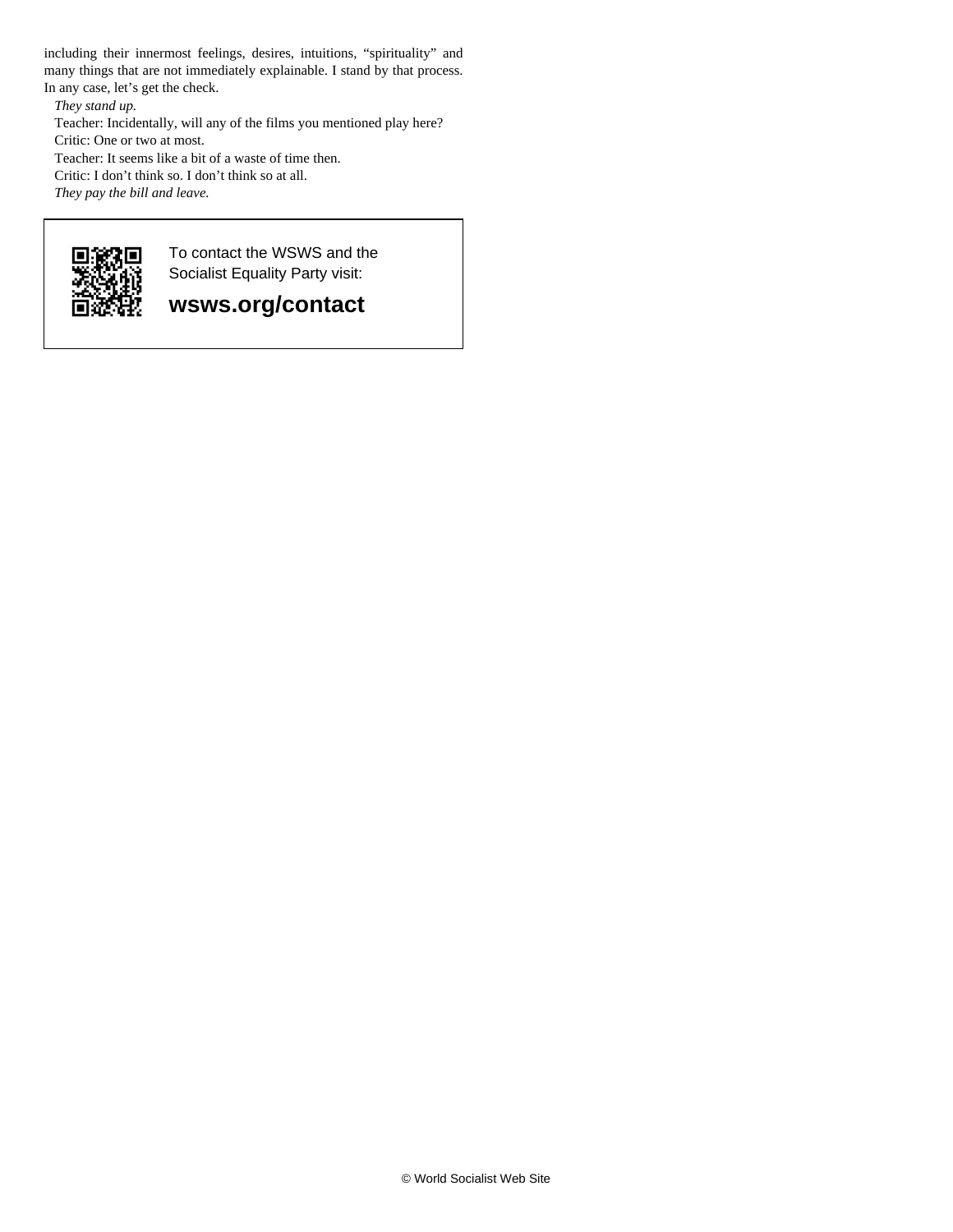including their innermost feelings, desires, intuitions, “spirituality” and many things that are not immediately explainable. I stand by that process. In any case, let’s get the check.

*They stand up.*

Teacher: Incidentally, will any of the films you mentioned play here?

Critic: One or two at most.

Teacher: It seems like a bit of a waste of time then.

Critic: I don’t think so. I don’t think so at all.

*They pay the bill and leave.*

To contact the WSWS and the Socialist Equality Party visit:

**wsws.org/contact**